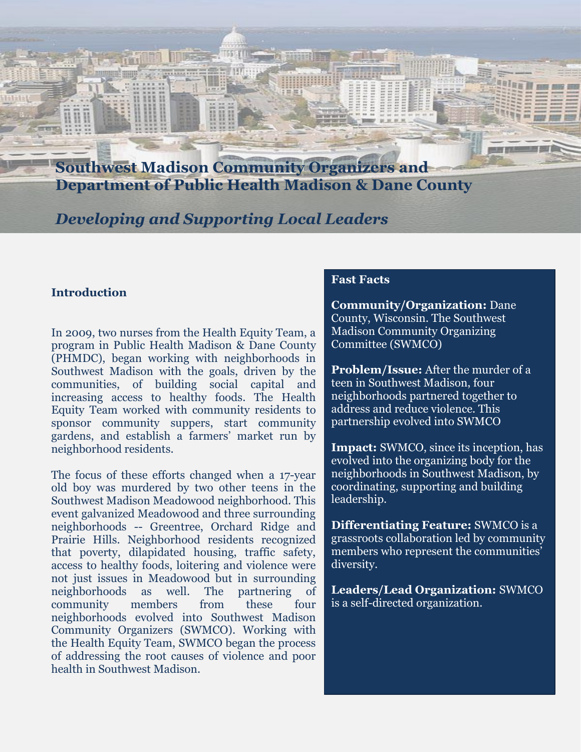# Southwest Madison Community Organizers and Department of Public Health Madison & Dane County

## *Developing and Supporting Local Leaders*

### Introduction

In 2009, two nurses from the Health Equity Team, a program in Public Health Madison & Dane County (PHMDC), began working with neighborhoods in Southwest Madison with the goals, driven by the communities, of building social capital and increasing access to healthy foods. The Health Equity Team worked with community residents to sponsor community suppers, start community gardens, and establish a farmers' market run by neighborhood residents.

The focus of these efforts changed when a 17-year old boy was murdered by two other teens in the Southwest Madison Meadowood neighborhood. This event galvanized Meadowood and three surrounding neighborhoods -- Greentree, Orchard Ridge and Prairie Hills. Neighborhood residents recognized that poverty, dilapidated housing, traffic safety, access to healthy foods, loitering and violence were not just issues in Meadowood but in surrounding neighborhoods as well. The partnering of community members from these four neighborhoods evolved into Southwest Madison Community Organizers (SWMCO). Working with the Health Equity Team, SWMCO began the process of addressing the root causes of violence and poor health in Southwest Madison.

### Fast Facts

**Community/Organization:** Dane County, Wisconsin. The Southwest Madison Community Organizing Committee (SWMCO)

**Problem/Issue:** After the murder of a teen in Southwest Madison, four neighborhoods partnered together to address and reduce violence. This partnership evolved into SWMCO

**Impact:** SWMCO, since its inception, has evolved into the organizing body for the neighborhoods in Southwest Madison, by coordinating, supporting and building leadership.

**Differentiating Feature:** SWMCO is a grassroots collaboration led by community members who represent the communities' diversity.

**Leaders/Lead Organization:** SWMCO is a self-directed organization.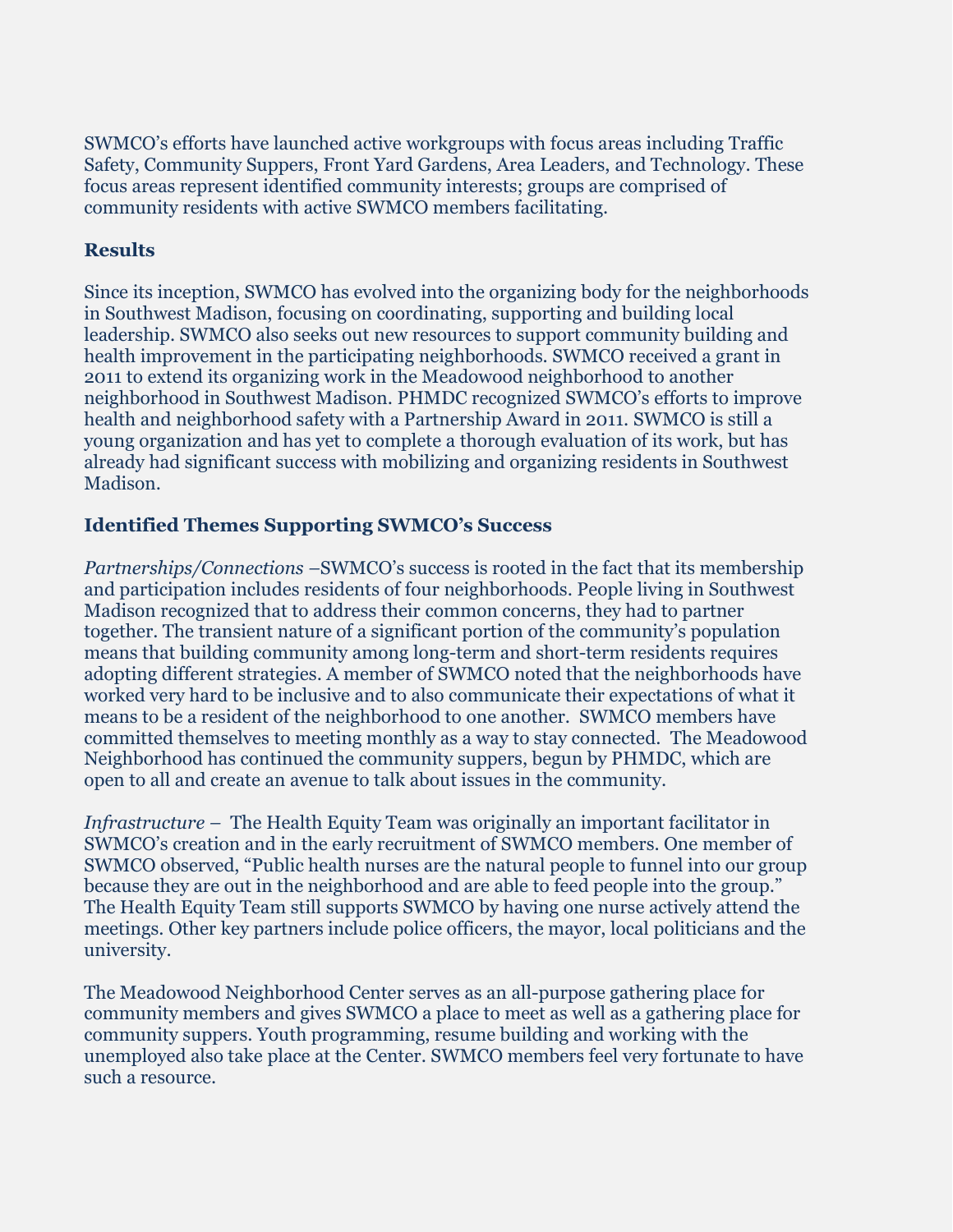SWMCO's efforts have launched active workgroups with focus areas including Traffic Safety, Community Suppers, Front Yard Gardens, Area Leaders, and Technology. These focus areas represent identified community interests; groups are comprised of community residents with active SWMCO members facilitating.

### Results

Since its inception, SWMCO has evolved into the organizing body for the neighborhoods in Southwest Madison, focusing on coordinating, supporting and building local leadership. SWMCO also seeks out new resources to support community building and health improvement in the participating neighborhoods. SWMCO received a grant in 2011 to extend its organizing work in the Meadowood neighborhood to another neighborhood in Southwest Madison. PHMDC recognized SWMCO's efforts to improve health and neighborhood safety with a Partnership Award in 2011. SWMCO is still a young organization and has yet to complete a thorough evaluation of its work, but has already had significant success with mobilizing and organizing residents in Southwest Madison.

### Identified Themes Supporting SWMCO's Success

*Partnerships/Connections* –SWMCO's success is rooted in the fact that its membership and participation includes residents of four neighborhoods. People living in Southwest Madison recognized that to address their common concerns, they had to partner together. The transient nature of a significant portion of the community's population means that building community among long-term and short-term residents requires adopting different strategies. A member of SWMCO noted that the neighborhoods have worked very hard to be inclusive and to also communicate their expectations of what it means to be a resident of the neighborhood to one another. SWMCO members have committed themselves to meeting monthly as a way to stay connected. The Meadowood Neighborhood has continued the community suppers, begun by PHMDC, which are open to all and create an avenue to talk about issues in the community.

*Infrastructure* – The Health Equity Team was originally an important facilitator in SWMCO's creation and in the early recruitment of SWMCO members. One member of SWMCO observed, "Public health nurses are the natural people to funnel into our group because they are out in the neighborhood and are able to feed people into the group." The Health Equity Team still supports SWMCO by having one nurse actively attend the meetings. Other key partners include police officers, the mayor, local politicians and the university.

The Meadowood Neighborhood Center serves as an all-purpose gathering place for community members and gives SWMCO a place to meet as well as a gathering place for community suppers. Youth programming, resume building and working with the unemployed also take place at the Center. SWMCO members feel very fortunate to have such a resource.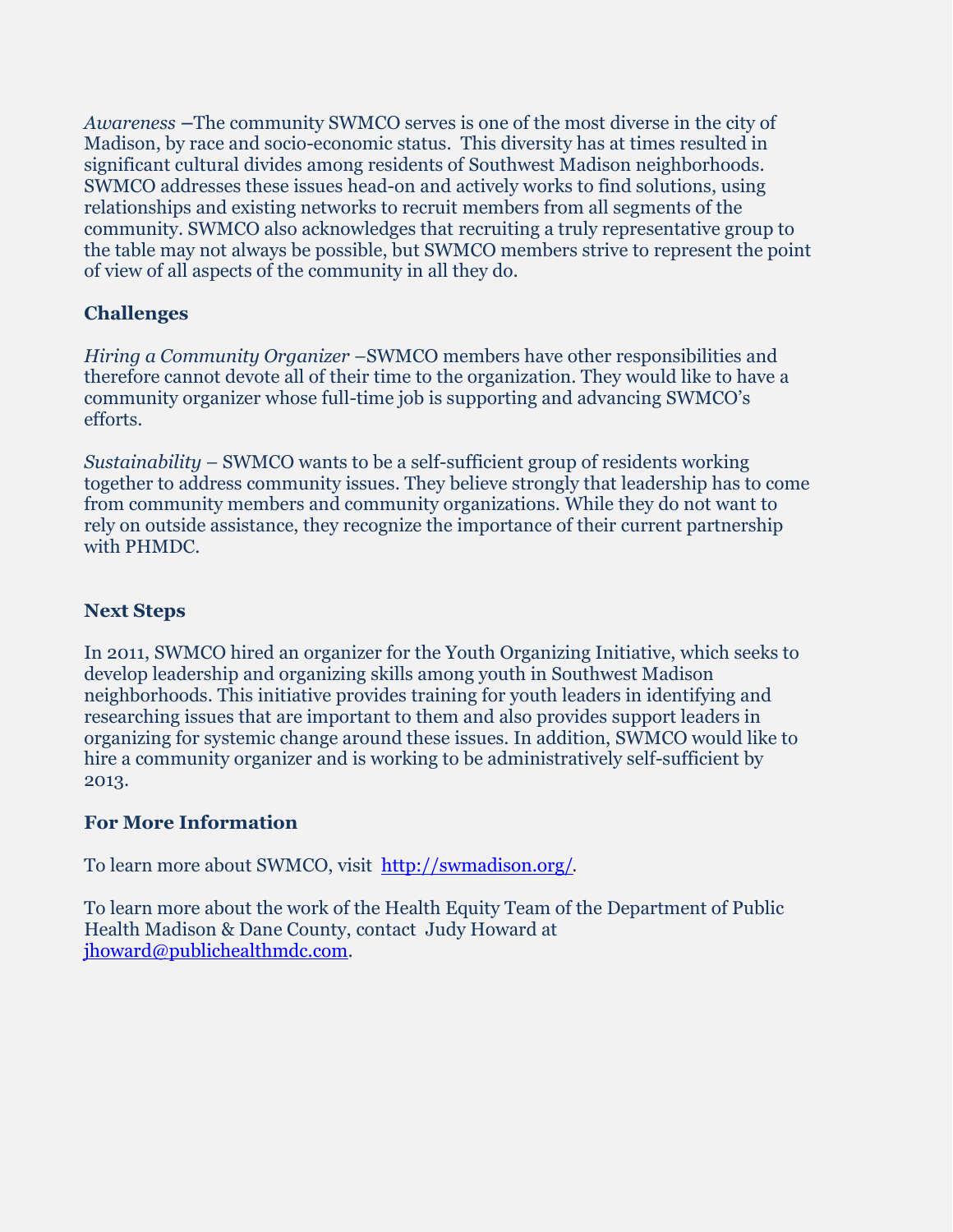*Awareness* –The community SWMCO serves is one of the most diverse in the city of Madison, by race and socio-economic status. This diversity has at times resulted in significant cultural divides among residents of Southwest Madison neighborhoods. SWMCO addresses these issues head-on and actively works to find solutions, using relationships and existing networks to recruit members from all segments of the community. SWMCO also acknowledges that recruiting a truly representative group to the table may not always be possible, but SWMCO members strive to represent the point of view of all aspects of the community in all they do.

## Challenges

*Hiring a Community Organizer* –SWMCO members have other responsibilities and therefore cannot devote all of their time to the organization. They would like to have a community organizer whose full-time job is supporting and advancing SWMCO's efforts.

*Sustainability* – SWMCO wants to be a self-sufficient group of residents working together to address community issues. They believe strongly that leadership has to come from community members and community organizations. While they do not want to rely on outside assistance, they recognize the importance of their current partnership with PHMDC.

## Next Steps

In 2011, SWMCO hired an organizer for the Youth Organizing Initiative, which seeks to develop leadership and organizing skills among youth in Southwest Madison neighborhoods. This initiative provides training for youth leaders in identifying and researching issues that are important to them and also provides support leaders in organizing for systemic change around these issues. In addition, SWMCO would like to hire a community organizer and is working to be administratively self-sufficient by 2013.

## For More Information

To learn more about SWMCO, visit [http://swmadison.org/](http://swmadison.org/).

To learn more about the work of the Health Equity Team of the Department of Public Health Madison & Dane County, contact Judy Howard at [jhoward@publichealthmdc.com](mailto:jhoward@publichealthmdc.com).